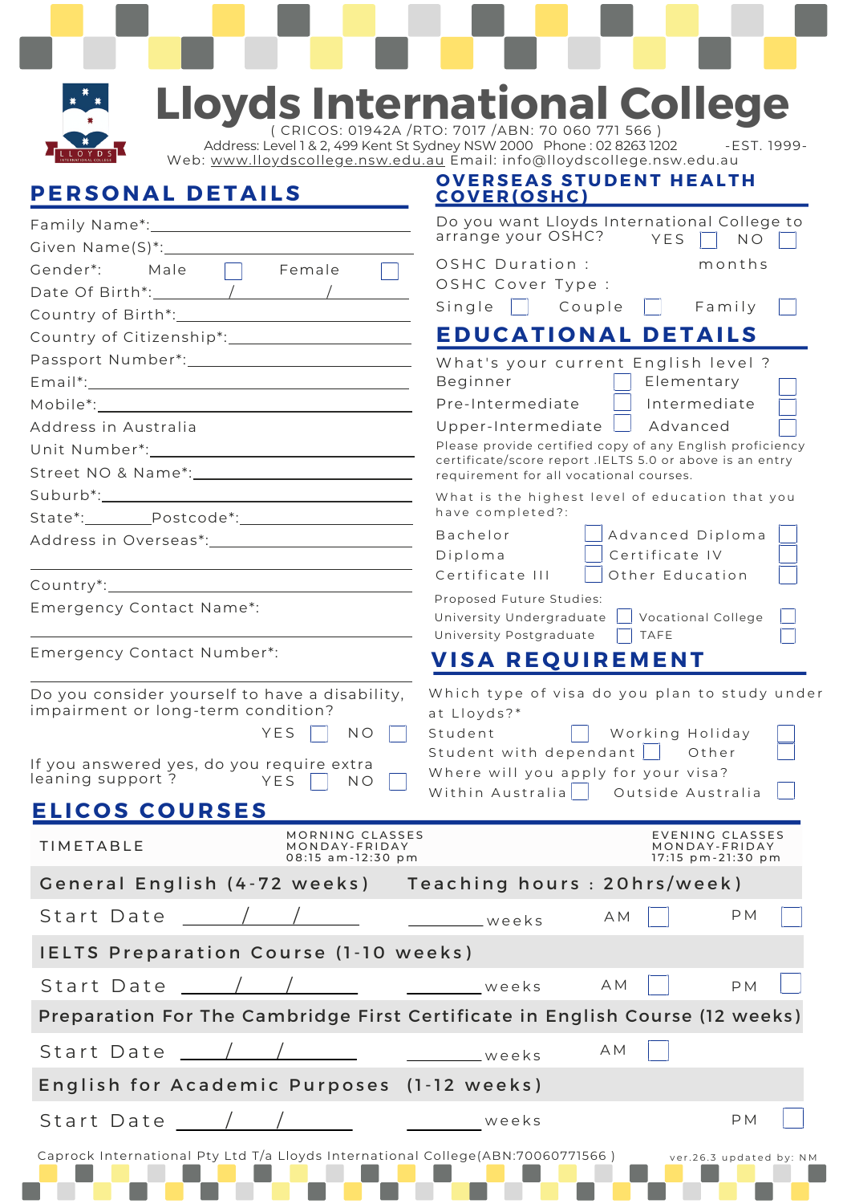# Lloyds International College

( CRICOS: 01942A /RTO: 7017 /ABN: 70 060 771 566 )

Address: Level 1 & 2, 499 Kent St Sydney NSW 2000 Phone : 02 8263 1202 -EST. 1999-

Web: www.lloydscollege.nsw.edu.au Email: info@lloydscollege.nsw.edu.au

## PERSONAL DETAILS

Family Name*: ____________________

Given Name(S)*: ____________________

Gender*: Male ☐ Female ☐

Date Of Birth*: ______ / ______ / ______

Country of Birth*: ____________________

Country of Citizenship*: ____________________

Passport Number*: ____________________

Email*: ____________________

Mobile*: ____________________

Address in Australia

Unit Number*: ____________________

Street NO & Name*: ____________________

Suburb*: ____________________

State*: ________ Postcode*: ____________________

Address in Overseas*: ____________________

____________________

Country*: ____________________

Emergency Contact Name*:

____________________

Emergency Contact Number*:

____________________

Do you consider yourself to have a disability, impairment or long-term condition?

YES ☐ NO ☐

If you answered yes, do you require extra leaning support ? YES ☐ NO ☐

## OVERSEAS STUDENT HEALTH COVER(OSHC)

Do you want Lloyds International College to arrange your OSHC? YES ☐ NO ☐

OSHC Duration : months

OSHC Cover Type :

Single ☐ Couple ☐ Family ☐

## EDUCATIONAL DETAILS

What's your current English level ?

Beginner ☐ Elementary ☐

Pre-Intermediate ☐ Intermediate ☐

Upper-Intermediate ☐ Advanced ☐

Please provide certified copy of any English proficiency certificate/score report .IELTS 5.0 or above is an entry requirement for all vocational courses.

What is the highest level of education that you have completed?:

Bachelor ☐ Advanced Diploma ☐

Diploma ☐ Certificate IV ☐

Certificate III ☐ Other Education ☐

Proposed Future Studies:

University Undergraduate ☐ Vocational College ☐

University Postgraduate ☐ TAFE ☐

## VISA REQUIREMENT

Which type of visa do you plan to study under at Lloyds?*

Student ☐ Working Holiday ☐

Student with dependant ☐ Other ☐

Where will you apply for your visa?

Within Australia ☐ Outside Australia ☐

## ELICOS COURSES

| TIMETABLE | MORNING CLASSES MONDAY-FRIDAY 08:15 am-12:30 pm | | EVENING CLASSES MONDAY-FRIDAY 17:15 pm-21:30 pm |
|---|---|---|---|
| **General English (4-72 weeks)** | **Teaching hours : 20hrs/week)** | | |
| Start Date ___/___/___ | ______ weeks | AM ☐ | PM ☐ |
| **IELTS Preparation Course (1-10 weeks)** | | | |
| Start Date ___/___/___ | ______ weeks | AM ☐ | PM ☐ |
| **Preparation For The Cambridge First Certificate in English Course (12 weeks)** | | | |
| Start Date ___/___/___ | ______ weeks | AM ☐ | |
| **English for Academic Purposes (1-12 weeks)** | | | |
| Start Date ___/___/___ | ______ weeks | | PM ☐ |

Caprock International Pty Ltd T/a Lloyds International College(ABN:70060771566 ) ver.26.3 updated by: NM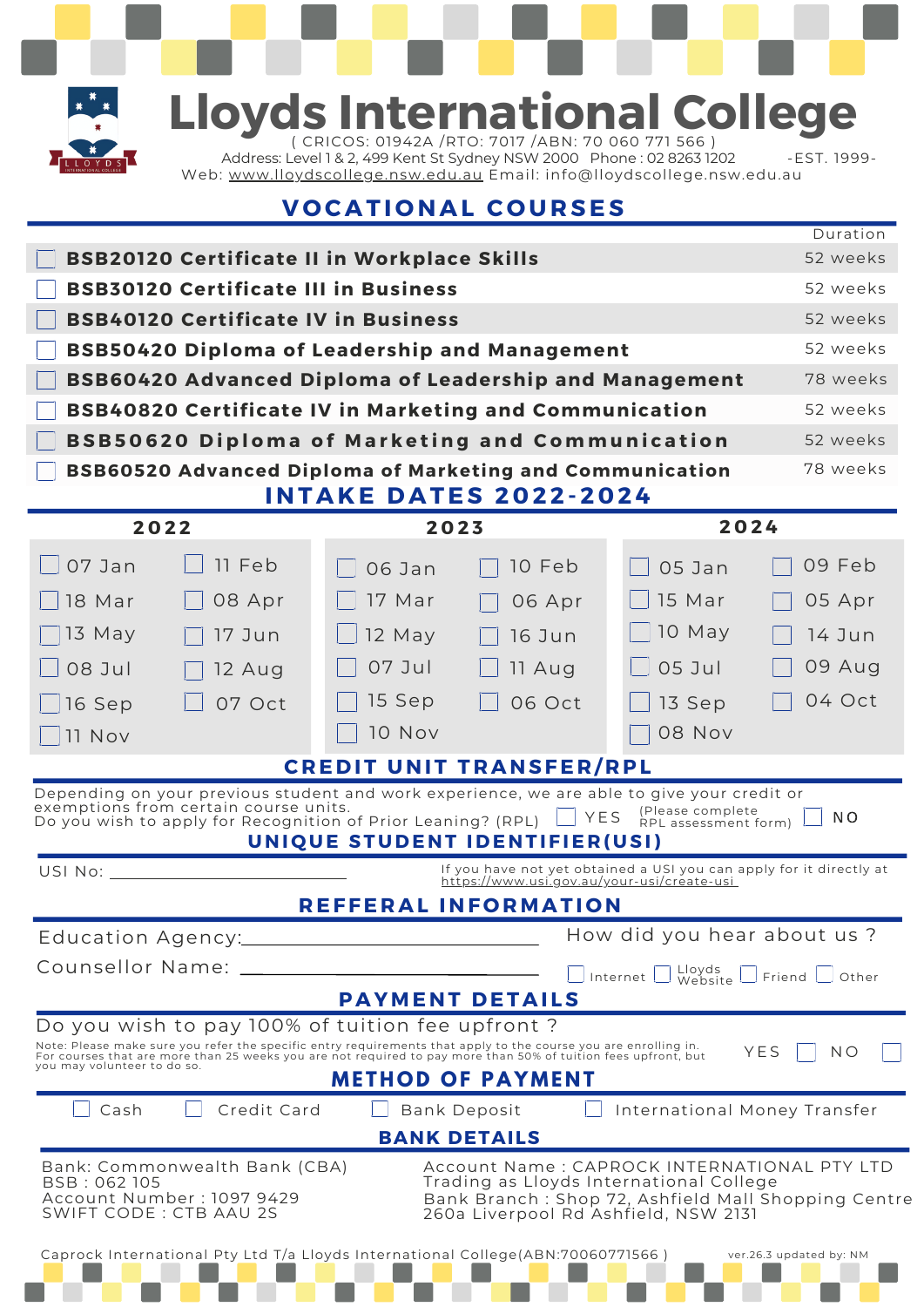# Lloyds International College

( CRICOS: 01942A /RTO: 7017 /ABN: 70 060 771 566 )
Address: Level 1 & 2, 499 Kent St Sydney NSW 2000 Phone : 02 8263 1202 -EST. 1999-
Web: www.lloydscollege.nsw.edu.au Email: info@lloydscollege.nsw.edu.au

## VOCATIONAL COURSES

| Course | Duration |
|---|---|
| ☐ **BSB20120 Certificate II in Workplace Skills** | 52 weeks |
| ☐ **BSB30120 Certificate III in Business** | 52 weeks |
| ☐ **BSB40120 Certificate IV in Business** | 52 weeks |
| ☐ **BSB50420 Diploma of Leadership and Management** | 52 weeks |
| ☐ **BSB60420 Advanced Diploma of Leadership and Management** | 78 weeks |
| ☐ **BSB40820 Certificate IV in Marketing and Communication** | 52 weeks |
| ☐ **BSB50620 Diploma of Marketing and Communication** | 52 weeks |
| ☐ **BSB60520 Advanced Diploma of Marketing and Communication** | 78 weeks |

## INTAKE DATES 2022-2024

| 2022 | | 2023 | | 2024 | |
|---|---|---|---|---|---|
| ☐ 07 Jan | ☐ 11 Feb | ☐ 06 Jan | ☐ 10 Feb | ☐ 05 Jan | ☐ 09 Feb |
| ☐ 18 Mar | ☐ 08 Apr | ☐ 17 Mar | ☐ 06 Apr | ☐ 15 Mar | ☐ 05 Apr |
| ☐ 13 May | ☐ 17 Jun | ☐ 12 May | ☐ 16 Jun | ☐ 10 May | ☐ 14 Jun |
| ☐ 08 Jul | ☐ 12 Aug | ☐ 07 Jul | ☐ 11 Aug | ☐ 05 Jul | ☐ 09 Aug |
| ☐ 16 Sep | ☐ 07 Oct | ☐ 15 Sep | ☐ 06 Oct | ☐ 13 Sep | ☐ 04 Oct |
| ☐ 11 Nov | | ☐ 10 Nov | | ☐ 08 Nov | |

## CREDIT UNIT TRANSFER/RPL

Depending on your previous student and work experience, we are able to give your credit or exemptions from certain course units.
Do you wish to apply for Recognition of Prior Leaning? (RPL) ☐ YES (Please complete RPL assessment form) ☐ NO

## UNIQUE STUDENT IDENTIFIER(USI)

USI No: ______________________

If you have not yet obtained a USI you can apply for it directly at https://www.usi.gov.au/your-usi/create-usi

## REFFERAL INFORMATION

Education Agency: ______________________

Counsellor Name: ______________________

How did you hear about us ?
☐ Internet ☐ Lloyds Website ☐ Friend ☐ Other

## PAYMENT DETAILS

Do you wish to pay 100% of tuition fee upfront ? YES ☐ NO ☐

Note: Please make sure you refer the specific entry requirements that apply to the course you are enrolling in. For courses that are more than 25 weeks you are not required to pay more than 50% of tuition fees upfront, but you may volunteer to do so.

## METHOD OF PAYMENT

☐ Cash ☐ Credit Card ☐ Bank Deposit ☐ International Money Transfer

## BANK DETAILS

Bank: Commonwealth Bank (CBA)
BSB : 062 105
Account Number : 1097 9429
SWIFT CODE : CTB AAU 2S

Account Name : CAPROCK INTERNATIONAL PTY LTD
Trading as Lloyds International College
Bank Branch : Shop 72, Ashfield Mall Shopping Centre
260a Liverpool Rd Ashfield, NSW 2131

Caprock International Pty Ltd T/a Lloyds International College(ABN:70060771566 ) ver.26.3 updated by: NM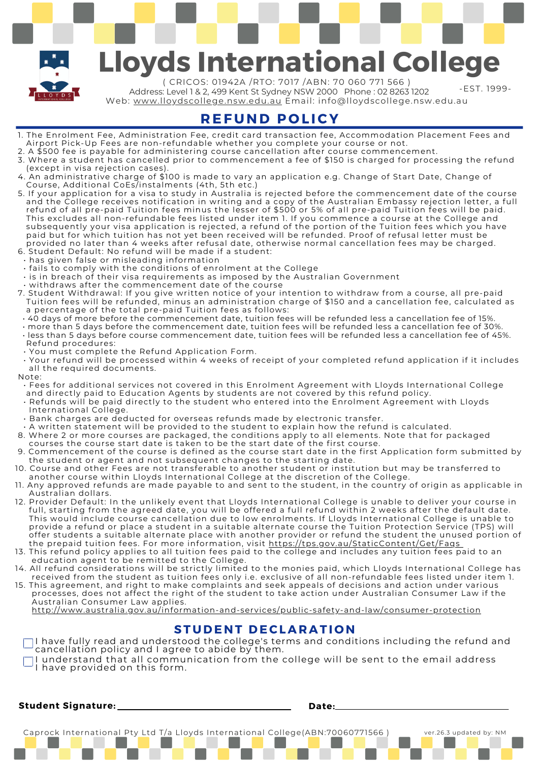# Lloyds International College

( CRICOS: 01942A /RTO: 7017 /ABN: 70 060 771 566 )
Address: Level 1 & 2, 499 Kent St Sydney NSW 2000 Phone : 02 8263 1202
Web: www.lloydscollege.nsw.edu.au Email: info@lloydscollege.nsw.edu.au

-EST. 1999-

## REFUND POLICY

1. The Enrolment Fee, Administration Fee, credit card transaction fee, Accommodation Placement Fees and Airport Pick-Up Fees are non-refundable whether you complete your course or not.
2. A $500 fee is payable for administering course cancellation after course commencement.
3. Where a student has cancelled prior to commencement a fee of $150 is charged for processing the refund (except in visa rejection cases).
4. An administrative charge of $100 is made to vary an application e.g. Change of Start Date, Change of Course, Additional CoEs/instalments (4th, 5th etc.)
5. If your application for a visa to study in Australia is rejected before the commencement date of the course and the College receives notification in writing and a copy of the Australian Embassy rejection letter, a full refund of all pre-paid Tuition fees minus the lesser of $500 or 5% of all pre-paid Tuition fees will be paid. This excludes all non-refundable fees listed under item 1. If you commence a course at the College and subsequently your visa application is rejected, a refund of the portion of the Tuition fees which you have paid but for which tuition has not yet been received will be refunded. Proof of refusal letter must be provided no later than 4 weeks after refusal date, otherwise normal cancellation fees may be charged.
6. Student Default: No refund will be made if a student:
   - has given false or misleading information
   - fails to comply with the conditions of enrolment at the College
   - is in breach of their visa requirements as imposed by the Australian Government
   - withdraws after the commencement date of the course
7. Student Withdrawal: If you give written notice of your intention to withdraw from a course, all pre-paid Tuition fees will be refunded, minus an administration charge of $150 and a cancellation fee, calculated as a percentage of the total pre-paid Tuition fees as follows:
   - 40 days of more before the commencement date, tuition fees will be refunded less a cancellation fee of 15%.
   - more than 5 days before the commencement date, tuition fees will be refunded less a cancellation fee of 30%.
   - less than 5 days before course commencement date, tuition fees will be refunded less a cancellation fee of 45%.

   Refund procedures:
   - You must complete the Refund Application Form.
   - Your refund will be processed within 4 weeks of receipt of your completed refund application if it includes all the required documents.

   Note:
   - Fees for additional services not covered in this Enrolment Agreement with Lloyds International College and directly paid to Education Agents by students are not covered by this refund policy.
   - Refunds will be paid directly to the student who entered into the Enrolment Agreement with Lloyds International College.
   - Bank charges are deducted for overseas refunds made by electronic transfer.
   - A written statement will be provided to the student to explain how the refund is calculated.
8. Where 2 or more courses are packaged, the conditions apply to all elements. Note that for packaged courses the course start date is taken to be the start date of the first course.
9. Commencement of the course is defined as the course start date in the first Application form submitted by the student or agent and not subsequent changes to the starting date.
10. Course and other Fees are not transferable to another student or institution but may be transferred to another course within Lloyds International College at the discretion of the College.
11. Any approved refunds are made payable to and sent to the student, in the country of origin as applicable in Australian dollars.
12. Provider Default: In the unlikely event that Lloyds International College is unable to deliver your course in full, starting from the agreed date, you will be offered a full refund within 2 weeks after the default date. This would include course cancellation due to low enrolments. If Lloyds International College is unable to provide a refund or place a student in a suitable alternate course the Tuition Protection Service (TPS) will offer students a suitable alternate place with another provider or refund the student the unused portion of the prepaid tuition fees. For more information, visit https://tps.gov.au/StaticContent/Get/Faqs
13. This refund policy applies to all tuition fees paid to the college and includes any tuition fees paid to an education agent to be remitted to the College.
14. All refund considerations will be strictly limited to the monies paid, which Lloyds International College has received from the student as tuition fees only i.e. exclusive of all non-refundable fees listed under item 1.
15. This agreement, and right to make complaints and seek appeals of decisions and action under various processes, does not affect the right of the student to take action under Australian Consumer Law if the Australian Consumer Law applies. http://www.australia.gov.au/information-and-services/public-safety-and-law/consumer-protection

## STUDENT DECLARATION

☐ I have fully read and understood the college's terms and conditions including the refund and cancellation policy and I agree to abide by them.

☐ I understand that all communication from the college will be sent to the email address I have provided on this form.

**Student Signature:** ______________________ **Date:** ______________________

Caprock International Pty Ltd T/a Lloyds International College(ABN:70060771566 ) ver.26.3 updated by: NM